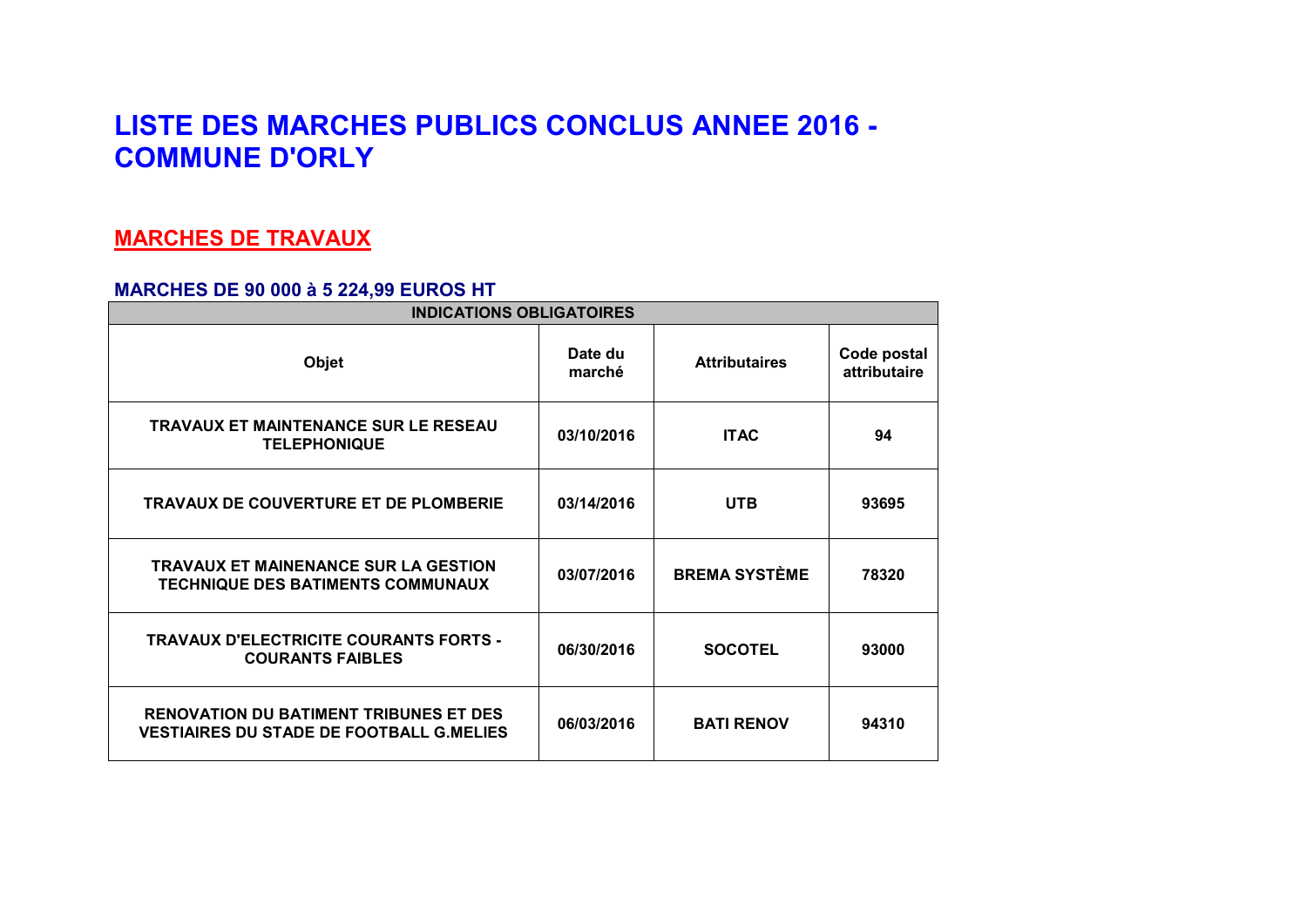# LISTE DES MARCHES PUBLICS CONCLUS ANNEE 2016 - COMMUNE D'ORLY

## MARCHES DE TRAVAUX

### MARCHES DE 90 000 à 5 224,99 EUROS HT

| INDICATIONS OBLIGATOIRES | | | |
|---|---|---|---|
| **Objet** | **Date du marché** | **Attributaires** | **Code postal attributaire** |
| TRAVAUX ET MAINTENANCE SUR LE RESEAU TELEPHONIQUE | 03/10/2016 | ITAC | 94 |
| TRAVAUX DE COUVERTURE ET DE PLOMBERIE | 03/14/2016 | UTB | 93695 |
| TRAVAUX ET MAINENANCE SUR LA GESTION TECHNIQUE DES BATIMENTS COMMUNAUX | 03/07/2016 | BREMA SYSTÈME | 78320 |
| TRAVAUX D'ELECTRICITE COURANTS FORTS - COURANTS FAIBLES | 06/30/2016 | SOCOTEL | 93000 |
| RENOVATION DU BATIMENT TRIBUNES ET DES VESTIAIRES DU STADE DE FOOTBALL G.MELIES | 06/03/2016 | BATI RENOV | 94310 |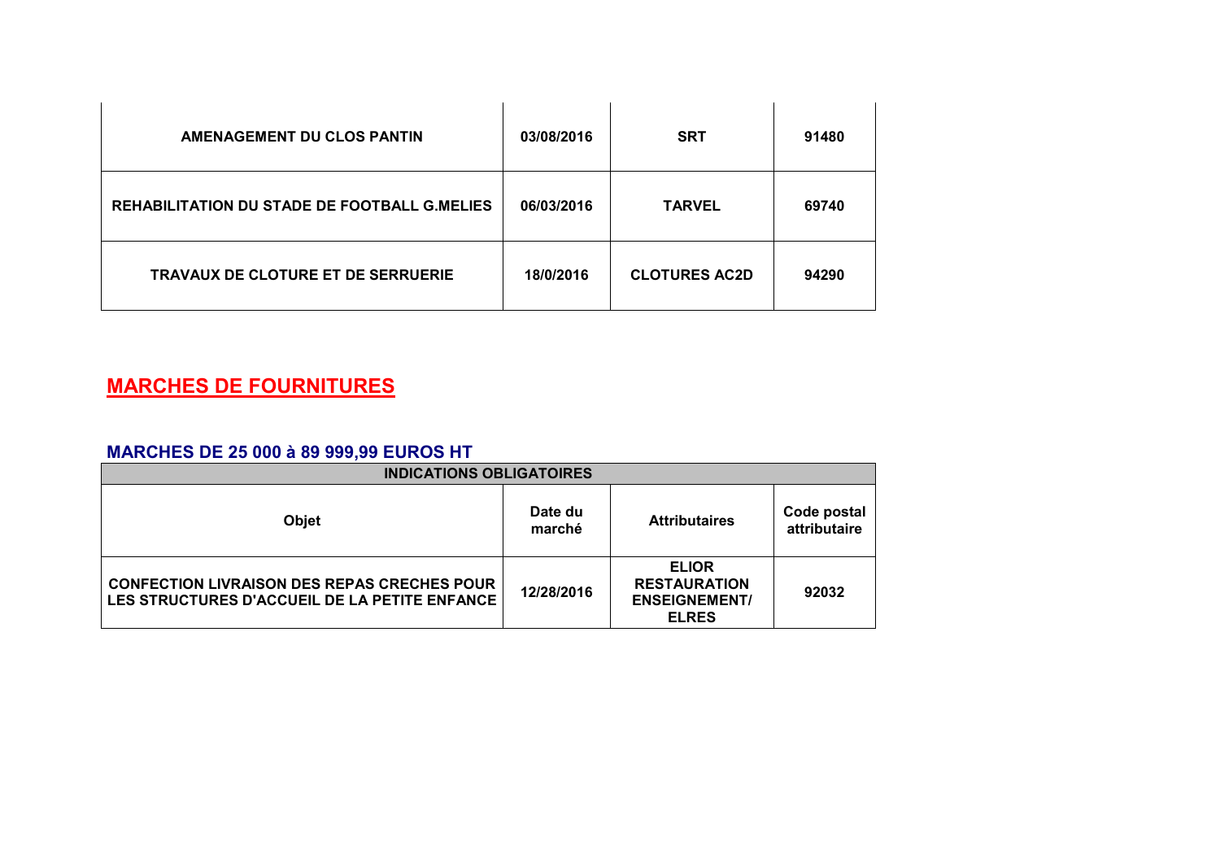| | | | |
|---|---|---|---|
| AMENAGEMENT DU CLOS PANTIN | 03/08/2016 | SRT | 91480 |
| REHABILITATION DU STADE DE FOOTBALL G.MELIES | 06/03/2016 | TARVEL | 69740 |
| TRAVAUX DE CLOTURE ET DE SERRUERIE | 18/0/2016 | CLOTURES AC2D | 94290 |

## MARCHES DE FOURNITURES

### MARCHES DE 25 000 à 89 999,99 EUROS HT

| INDICATIONS OBLIGATOIRES | | | |
|---|---|---|---|
| **Objet** | **Date du marché** | **Attributaires** | **Code postal attributaire** |
| CONFECTION LIVRAISON DES REPAS CRECHES POUR LES STRUCTURES D'ACCUEIL DE LA PETITE ENFANCE | 12/28/2016 | ELIOR RESTAURATION ENSEIGNEMENT/ ELRES | 92032 |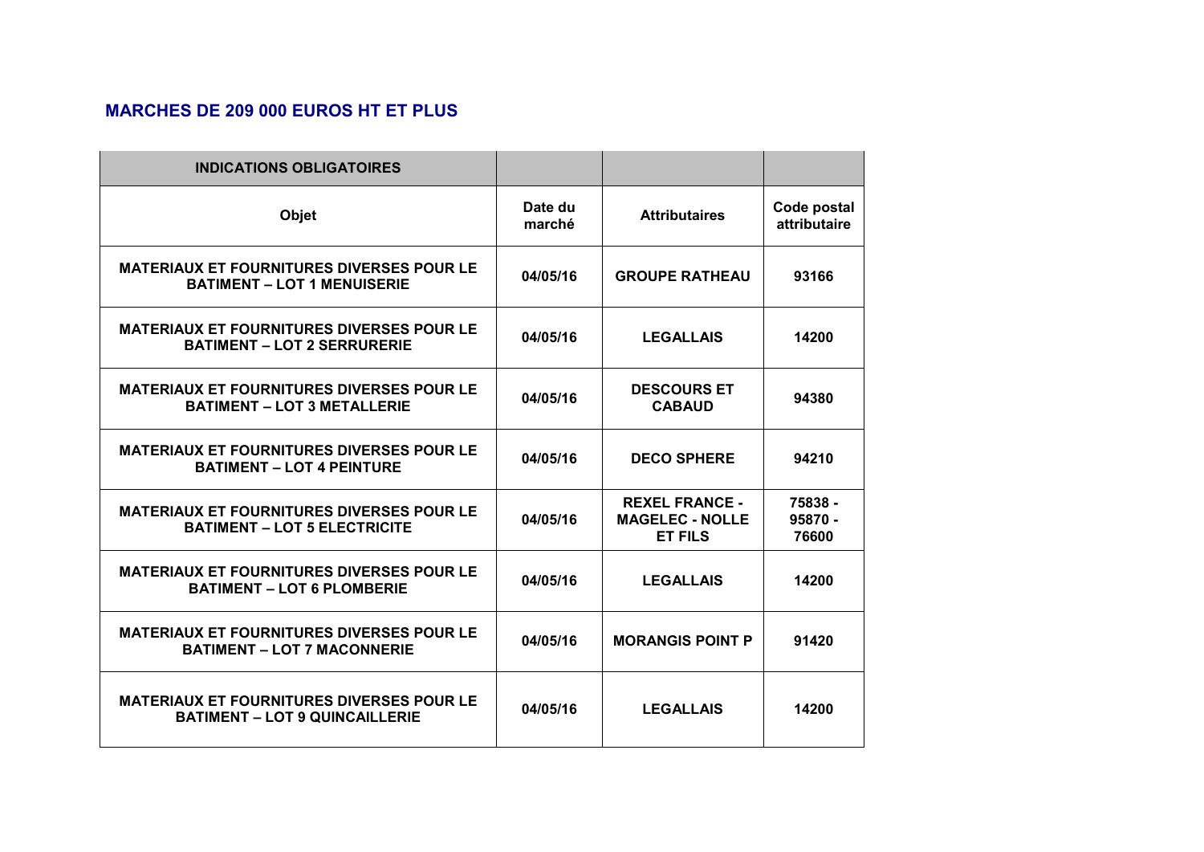## MARCHES DE 209 000 EUROS HT ET PLUS

| INDICATIONS OBLIGATOIRES | | | |
|---|---|---|---|
| **Objet** | **Date du marché** | **Attributaires** | **Code postal attributaire** |
| **MATERIAUX ET FOURNITURES DIVERSES POUR LE BATIMENT – LOT 1 MENUISERIE** | **04/05/16** | **GROUPE RATHEAU** | **93166** |
| **MATERIAUX ET FOURNITURES DIVERSES POUR LE BATIMENT – LOT 2 SERRURERIE** | **04/05/16** | **LEGALLAIS** | **14200** |
| **MATERIAUX ET FOURNITURES DIVERSES POUR LE BATIMENT – LOT 3 METALLERIE** | **04/05/16** | **DESCOURS ET CABAUD** | **94380** |
| **MATERIAUX ET FOURNITURES DIVERSES POUR LE BATIMENT – LOT 4 PEINTURE** | **04/05/16** | **DECO SPHERE** | **94210** |
| **MATERIAUX ET FOURNITURES DIVERSES POUR LE BATIMENT – LOT 5 ELECTRICITE** | **04/05/16** | **REXEL FRANCE - MAGELEC - NOLLE ET FILS** | **75838 - 95870 - 76600** |
| **MATERIAUX ET FOURNITURES DIVERSES POUR LE BATIMENT – LOT 6 PLOMBERIE** | **04/05/16** | **LEGALLAIS** | **14200** |
| **MATERIAUX ET FOURNITURES DIVERSES POUR LE BATIMENT – LOT 7 MACONNERIE** | **04/05/16** | **MORANGIS POINT P** | **91420** |
| **MATERIAUX ET FOURNITURES DIVERSES POUR LE BATIMENT – LOT 9 QUINCAILLERIE** | **04/05/16** | **LEGALLAIS** | **14200** |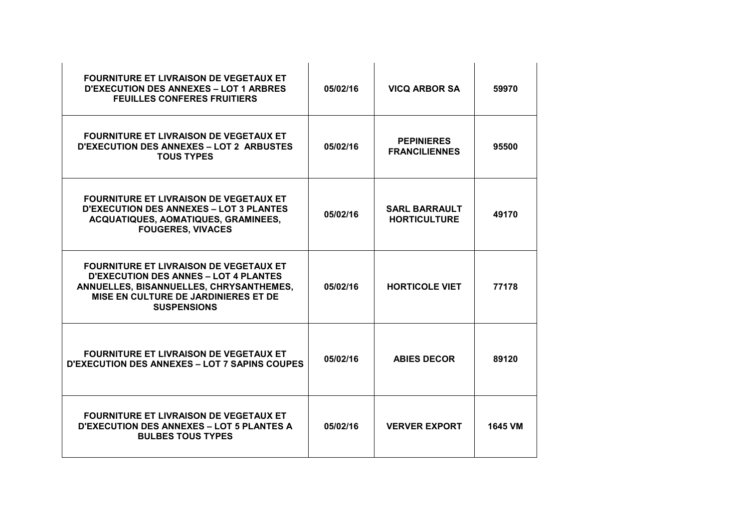| | | | |
|---|---|---|---|
| **FOURNITURE ET LIVRAISON DE VEGETAUX ET D'EXECUTION DES ANNEXES – LOT 1 ARBRES FEUILLES CONFERES FRUITIERS** | **05/02/16** | **VICQ ARBOR SA** | **59970** |
| **FOURNITURE ET LIVRAISON DE VEGETAUX ET D'EXECUTION DES ANNEXES – LOT 2 ARBUSTES TOUS TYPES** | **05/02/16** | **PEPINIERES FRANCILIENNES** | **95500** |
| **FOURNITURE ET LIVRAISON DE VEGETAUX ET D'EXECUTION DES ANNEXES – LOT 3 PLANTES ACQUATIQUES, AOMATIQUES, GRAMINEES, FOUGERES, VIVACES** | **05/02/16** | **SARL BARRAULT HORTICULTURE** | **49170** |
| **FOURNITURE ET LIVRAISON DE VEGETAUX ET D'EXECUTION DES ANNES – LOT 4 PLANTES ANNUELLES, BISANNUELLES, CHRYSANTHEMES, MISE EN CULTURE DE JARDINIERES ET DE SUSPENSIONS** | **05/02/16** | **HORTICOLE VIET** | **77178** |
| **FOURNITURE ET LIVRAISON DE VEGETAUX ET D'EXECUTION DES ANNEXES – LOT 7 SAPINS COUPES** | **05/02/16** | **ABIES DECOR** | **89120** |
| **FOURNITURE ET LIVRAISON DE VEGETAUX ET D'EXECUTION DES ANNEXES – LOT 5 PLANTES A BULBES TOUS TYPES** | **05/02/16** | **VERVER EXPORT** | **1645 VM** |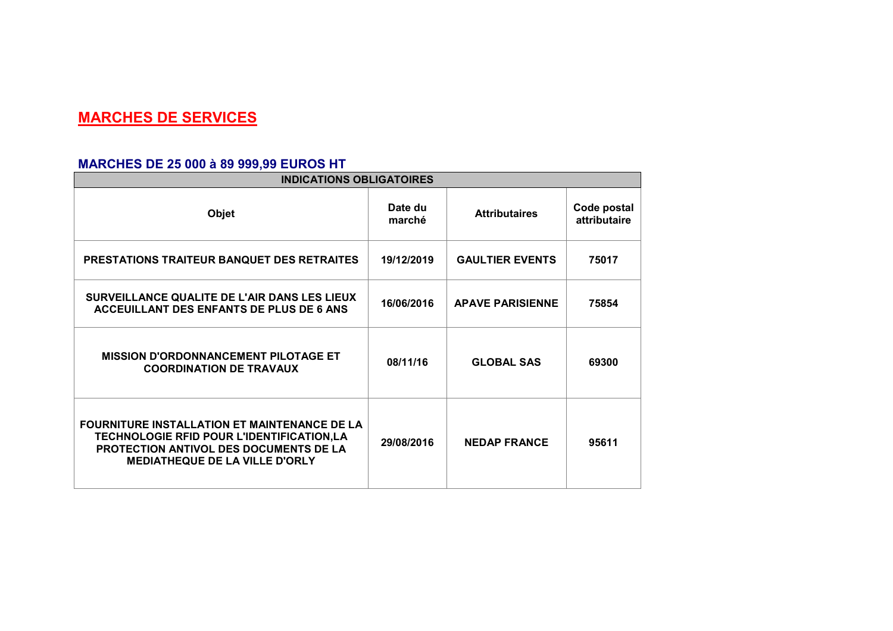# MARCHES DE SERVICES

## MARCHES DE 25 000 à 89 999,99 EUROS HT

| INDICATIONS OBLIGATOIRES | | | |
|---|---|---|---|
| **Objet** | **Date du marché** | **Attributaires** | **Code postal attributaire** |
| PRESTATIONS TRAITEUR BANQUET DES RETRAITES | 19/12/2019 | GAULTIER EVENTS | 75017 |
| SURVEILLANCE QUALITE DE L'AIR DANS LES LIEUX ACCEUILLANT DES ENFANTS DE PLUS DE 6 ANS | 16/06/2016 | APAVE PARISIENNE | 75854 |
| MISSION D'ORDONNANCEMENT PILOTAGE ET COORDINATION DE TRAVAUX | 08/11/16 | GLOBAL SAS | 69300 |
| FOURNITURE INSTALLATION ET MAINTENANCE DE LA TECHNOLOGIE RFID POUR L'IDENTIFICATION,LA PROTECTION ANTIVOL DES DOCUMENTS DE LA MEDIATHEQUE DE LA VILLE D'ORLY | 29/08/2016 | NEDAP FRANCE | 95611 |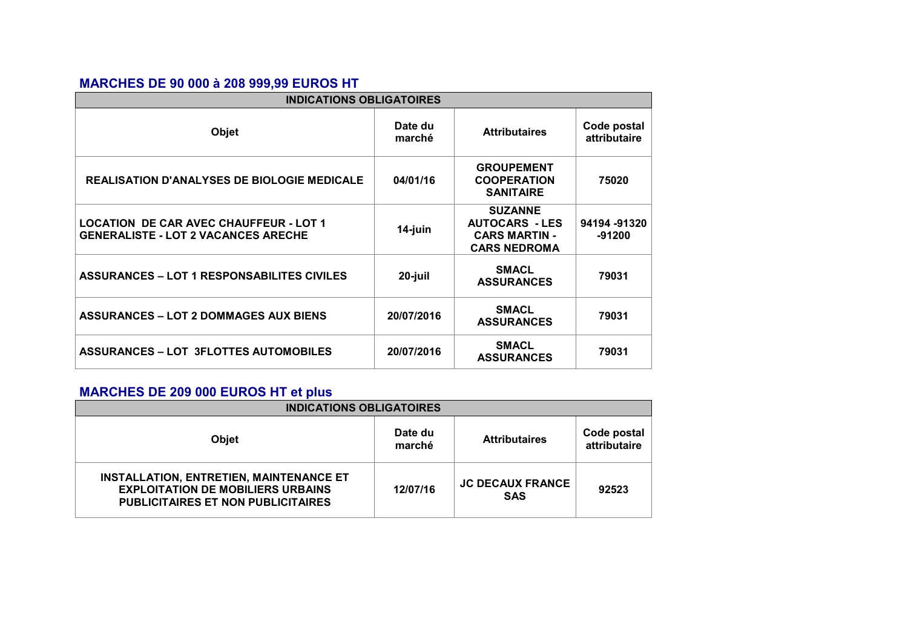## MARCHES DE 90 000 à 208 999,99 EUROS HT

| INDICATIONS OBLIGATOIRES | | | |
|---|---|---|---|
| **Objet** | **Date du marché** | **Attributaires** | **Code postal attributaire** |
| **REALISATION D'ANALYSES DE BIOLOGIE MEDICALE** | **04/01/16** | **GROUPEMENT COOPERATION SANITAIRE** | **75020** |
| **LOCATION DE CAR AVEC CHAUFFEUR - LOT 1 GENERALISTE - LOT 2 VACANCES ARECHE** | **14-juin** | **SUZANNE AUTOCARS - LES CARS MARTIN - CARS NEDROMA** | **94194 -91320 -91200** |
| **ASSURANCES – LOT 1 RESPONSABILITES CIVILES** | **20-juil** | **SMACL ASSURANCES** | **79031** |
| **ASSURANCES – LOT 2 DOMMAGES AUX BIENS** | **20/07/2016** | **SMACL ASSURANCES** | **79031** |
| **ASSURANCES – LOT 3FLOTTES AUTOMOBILES** | **20/07/2016** | **SMACL ASSURANCES** | **79031** |

## MARCHES DE 209 000 EUROS HT et plus

| INDICATIONS OBLIGATOIRES | | | |
|---|---|---|---|
| **Objet** | **Date du marché** | **Attributaires** | **Code postal attributaire** |
| **INSTALLATION, ENTRETIEN, MAINTENANCE ET EXPLOITATION DE MOBILIERS URBAINS PUBLICITAIRES ET NON PUBLICITAIRES** | **12/07/16** | **JC DECAUX FRANCE SAS** | **92523** |